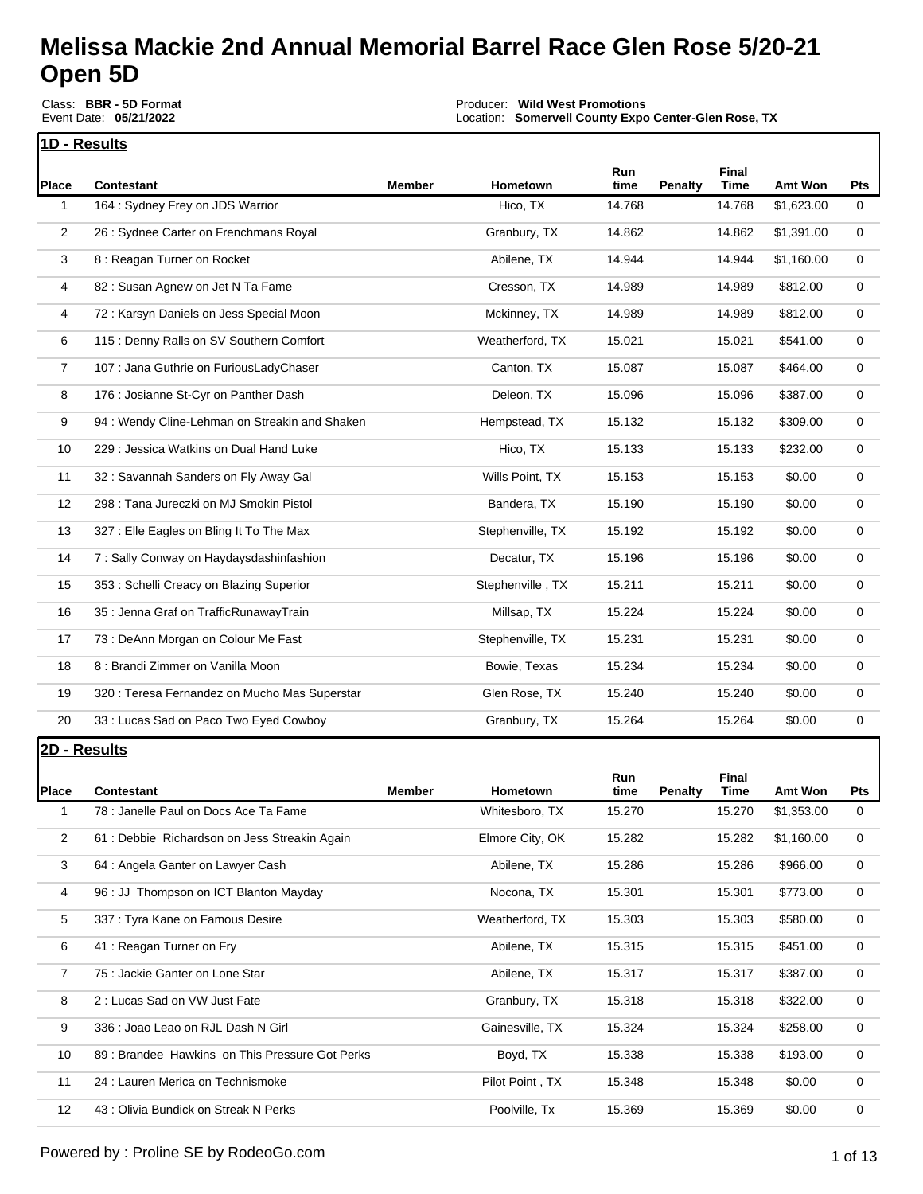# Melissa Mackie 2nd Annual Memorial Barrel Race Glen Rose 5/20-21 Open 5D

Class: **BBR - 5D Format**
Event Date: **05/21/2022**

Producer: **Wild West Promotions**
Location: **Somervell County Expo Center-Glen Rose, TX**

## 1D - Results

| Place | Contestant | Member | Hometown | Run time | Penalty | Final Time | Amt Won | Pts |
|---|---|---|---|---|---|---|---|---|
| 1 | 164 : Sydney Frey on JDS Warrior | | Hico, TX | 14.768 | | 14.768 | $1,623.00 | 0 |
| 2 | 26 : Sydnee Carter on Frenchmans Royal | | Granbury, TX | 14.862 | | 14.862 | $1,391.00 | 0 |
| 3 | 8 : Reagan Turner on Rocket | | Abilene, TX | 14.944 | | 14.944 | $1,160.00 | 0 |
| 4 | 82 : Susan Agnew on Jet N Ta Fame | | Cresson, TX | 14.989 | | 14.989 | $812.00 | 0 |
| 4 | 72 : Karsyn Daniels on Jess Special Moon | | Mckinney, TX | 14.989 | | 14.989 | $812.00 | 0 |
| 6 | 115 : Denny Ralls on SV Southern Comfort | | Weatherford, TX | 15.021 | | 15.021 | $541.00 | 0 |
| 7 | 107 : Jana Guthrie on FuriousLadyChaser | | Canton, TX | 15.087 | | 15.087 | $464.00 | 0 |
| 8 | 176 : Josianne St-Cyr on Panther Dash | | Deleon, TX | 15.096 | | 15.096 | $387.00 | 0 |
| 9 | 94 : Wendy Cline-Lehman on Streakin and Shaken | | Hempstead, TX | 15.132 | | 15.132 | $309.00 | 0 |
| 10 | 229 : Jessica Watkins on Dual Hand Luke | | Hico, TX | 15.133 | | 15.133 | $232.00 | 0 |
| 11 | 32 : Savannah Sanders on Fly Away Gal | | Wills Point, TX | 15.153 | | 15.153 | $0.00 | 0 |
| 12 | 298 : Tana Jureczki on MJ Smokin Pistol | | Bandera, TX | 15.190 | | 15.190 | $0.00 | 0 |
| 13 | 327 : Elle Eagles on Bling It To The Max | | Stephenville, TX | 15.192 | | 15.192 | $0.00 | 0 |
| 14 | 7 : Sally Conway on Haydaysdashinfashion | | Decatur, TX | 15.196 | | 15.196 | $0.00 | 0 |
| 15 | 353 : Schelli Creacy on Blazing Superior | | Stephenville , TX | 15.211 | | 15.211 | $0.00 | 0 |
| 16 | 35 : Jenna Graf on TrafficRunawayTrain | | Millsap, TX | 15.224 | | 15.224 | $0.00 | 0 |
| 17 | 73 : DeAnn Morgan on Colour Me Fast | | Stephenville, TX | 15.231 | | 15.231 | $0.00 | 0 |
| 18 | 8 : Brandi Zimmer on Vanilla Moon | | Bowie, Texas | 15.234 | | 15.234 | $0.00 | 0 |
| 19 | 320 : Teresa Fernandez on Mucho Mas Superstar | | Glen Rose, TX | 15.240 | | 15.240 | $0.00 | 0 |
| 20 | 33 : Lucas Sad on Paco Two Eyed Cowboy | | Granbury, TX | 15.264 | | 15.264 | $0.00 | 0 |

## 2D - Results

| Place | Contestant | Member | Hometown | Run time | Penalty | Final Time | Amt Won | Pts |
|---|---|---|---|---|---|---|---|---|
| 1 | 78 : Janelle Paul on Docs Ace Ta Fame | | Whitesboro, TX | 15.270 | | 15.270 | $1,353.00 | 0 |
| 2 | 61 : Debbie Richardson on Jess Streakin Again | | Elmore City, OK | 15.282 | | 15.282 | $1,160.00 | 0 |
| 3 | 64 : Angela Ganter on Lawyer Cash | | Abilene, TX | 15.286 | | 15.286 | $966.00 | 0 |
| 4 | 96 : JJ Thompson on ICT Blanton Mayday | | Nocona, TX | 15.301 | | 15.301 | $773.00 | 0 |
| 5 | 337 : Tyra Kane on Famous Desire | | Weatherford, TX | 15.303 | | 15.303 | $580.00 | 0 |
| 6 | 41 : Reagan Turner on Fry | | Abilene, TX | 15.315 | | 15.315 | $451.00 | 0 |
| 7 | 75 : Jackie Ganter on Lone Star | | Abilene, TX | 15.317 | | 15.317 | $387.00 | 0 |
| 8 | 2 : Lucas Sad on VW Just Fate | | Granbury, TX | 15.318 | | 15.318 | $322.00 | 0 |
| 9 | 336 : Joao Leao on RJL Dash N Girl | | Gainesville, TX | 15.324 | | 15.324 | $258.00 | 0 |
| 10 | 89 : Brandee Hawkins on This Pressure Got Perks | | Boyd, TX | 15.338 | | 15.338 | $193.00 | 0 |
| 11 | 24 : Lauren Merica on Technismoke | | Pilot Point , TX | 15.348 | | 15.348 | $0.00 | 0 |
| 12 | 43 : Olivia Bundick on Streak N Perks | | Poolville, Tx | 15.369 | | 15.369 | $0.00 | 0 |

Powered by : Proline SE by RodeoGo.com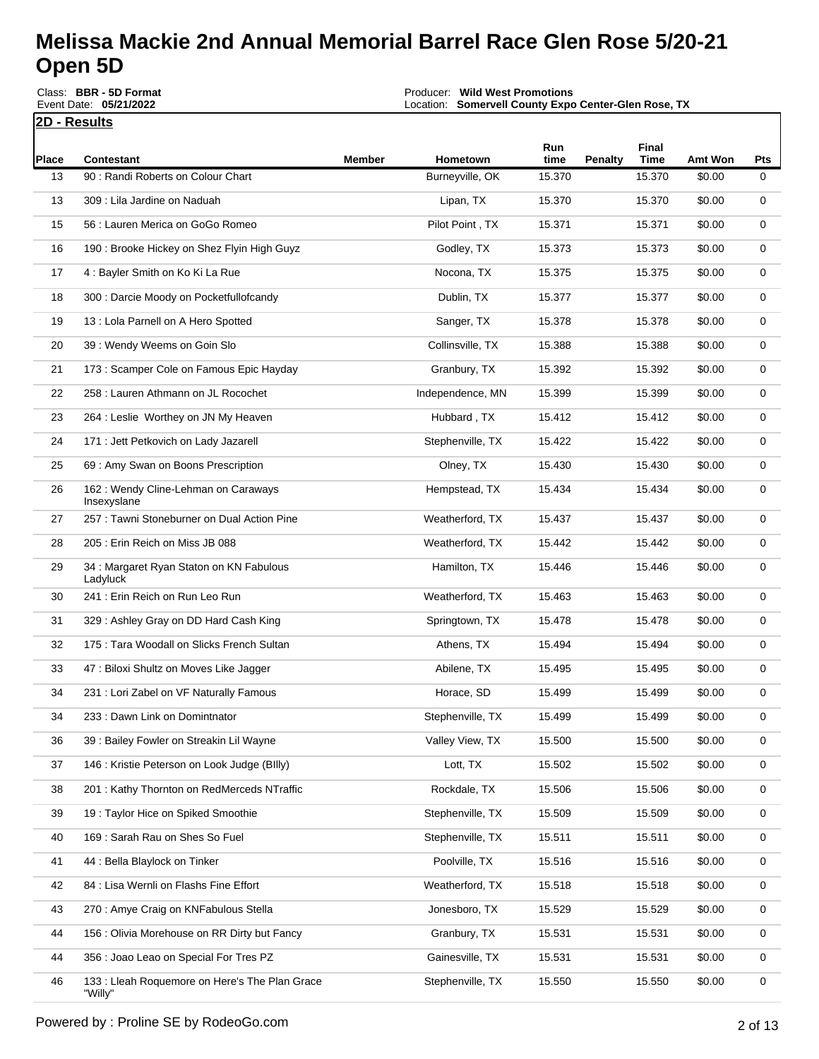# Melissa Mackie 2nd Annual Memorial Barrel Race Glen Rose 5/20-21 Open 5D

Class: **BBR - 5D Format**
Event Date: **05/21/2022**

Producer: **Wild West Promotions**
Location: **Somervell County Expo Center-Glen Rose, TX**

## 2D - Results

| Place | Contestant | Member | Hometown | Run time | Penalty | Final Time | Amt Won | Pts |
|---|---|---|---|---|---|---|---|---|
| 13 | 90 : Randi Roberts on Colour Chart | | Burneyville, OK | 15.370 | | 15.370 | $0.00 | 0 |
| 13 | 309 : Lila Jardine on Naduah | | Lipan, TX | 15.370 | | 15.370 | $0.00 | 0 |
| 15 | 56 : Lauren Merica on GoGo Romeo | | Pilot Point , TX | 15.371 | | 15.371 | $0.00 | 0 |
| 16 | 190 : Brooke Hickey on Shez Flyin High Guyz | | Godley, TX | 15.373 | | 15.373 | $0.00 | 0 |
| 17 | 4 : Bayler Smith on Ko Ki La Rue | | Nocona, TX | 15.375 | | 15.375 | $0.00 | 0 |
| 18 | 300 : Darcie Moody on Pocketfullofcandy | | Dublin, TX | 15.377 | | 15.377 | $0.00 | 0 |
| 19 | 13 : Lola Parnell on A Hero Spotted | | Sanger, TX | 15.378 | | 15.378 | $0.00 | 0 |
| 20 | 39 : Wendy Weems on Goin Slo | | Collinsville, TX | 15.388 | | 15.388 | $0.00 | 0 |
| 21 | 173 : Scamper Cole on Famous Epic Hayday | | Granbury, TX | 15.392 | | 15.392 | $0.00 | 0 |
| 22 | 258 : Lauren Athmann on JL Rocochet | | Independence, MN | 15.399 | | 15.399 | $0.00 | 0 |
| 23 | 264 : Leslie Worthey on JN My Heaven | | Hubbard , TX | 15.412 | | 15.412 | $0.00 | 0 |
| 24 | 171 : Jett Petkovich on Lady Jazarell | | Stephenville, TX | 15.422 | | 15.422 | $0.00 | 0 |
| 25 | 69 : Amy Swan on Boons Prescription | | Olney, TX | 15.430 | | 15.430 | $0.00 | 0 |
| 26 | 162 : Wendy Cline-Lehman on Caraways Insexyslane | | Hempstead, TX | 15.434 | | 15.434 | $0.00 | 0 |
| 27 | 257 : Tawni Stoneburner on Dual Action Pine | | Weatherford, TX | 15.437 | | 15.437 | $0.00 | 0 |
| 28 | 205 : Erin Reich on Miss JB 088 | | Weatherford, TX | 15.442 | | 15.442 | $0.00 | 0 |
| 29 | 34 : Margaret Ryan Staton on KN Fabulous Ladyluck | | Hamilton, TX | 15.446 | | 15.446 | $0.00 | 0 |
| 30 | 241 : Erin Reich on Run Leo Run | | Weatherford, TX | 15.463 | | 15.463 | $0.00 | 0 |
| 31 | 329 : Ashley Gray on DD Hard Cash King | | Springtown, TX | 15.478 | | 15.478 | $0.00 | 0 |
| 32 | 175 : Tara Woodall on Slicks French Sultan | | Athens, TX | 15.494 | | 15.494 | $0.00 | 0 |
| 33 | 47 : Biloxi Shultz on Moves Like Jagger | | Abilene, TX | 15.495 | | 15.495 | $0.00 | 0 |
| 34 | 231 : Lori Zabel on VF Naturally Famous | | Horace, SD | 15.499 | | 15.499 | $0.00 | 0 |
| 34 | 233 : Dawn Link on Domintnator | | Stephenville, TX | 15.499 | | 15.499 | $0.00 | 0 |
| 36 | 39 : Bailey Fowler on Streakin Lil Wayne | | Valley View, TX | 15.500 | | 15.500 | $0.00 | 0 |
| 37 | 146 : Kristie Peterson on Look Judge (BIlly) | | Lott, TX | 15.502 | | 15.502 | $0.00 | 0 |
| 38 | 201 : Kathy Thornton on RedMerceds NTraffic | | Rockdale, TX | 15.506 | | 15.506 | $0.00 | 0 |
| 39 | 19 : Taylor Hice on Spiked Smoothie | | Stephenville, TX | 15.509 | | 15.509 | $0.00 | 0 |
| 40 | 169 : Sarah Rau on Shes So Fuel | | Stephenville, TX | 15.511 | | 15.511 | $0.00 | 0 |
| 41 | 44 : Bella Blaylock on Tinker | | Poolville, TX | 15.516 | | 15.516 | $0.00 | 0 |
| 42 | 84 : Lisa Wernli on Flashs Fine Effort | | Weatherford, TX | 15.518 | | 15.518 | $0.00 | 0 |
| 43 | 270 : Amye Craig on KNFabulous Stella | | Jonesboro, TX | 15.529 | | 15.529 | $0.00 | 0 |
| 44 | 156 : Olivia Morehouse on RR Dirty but Fancy | | Granbury, TX | 15.531 | | 15.531 | $0.00 | 0 |
| 44 | 356 : Joao Leao on Special For Tres PZ | | Gainesville, TX | 15.531 | | 15.531 | $0.00 | 0 |
| 46 | 133 : Lleah Roquemore on Here's The Plan Grace "Willy" | | Stephenville, TX | 15.550 | | 15.550 | $0.00 | 0 |

Powered by : Proline SE by RodeoGo.com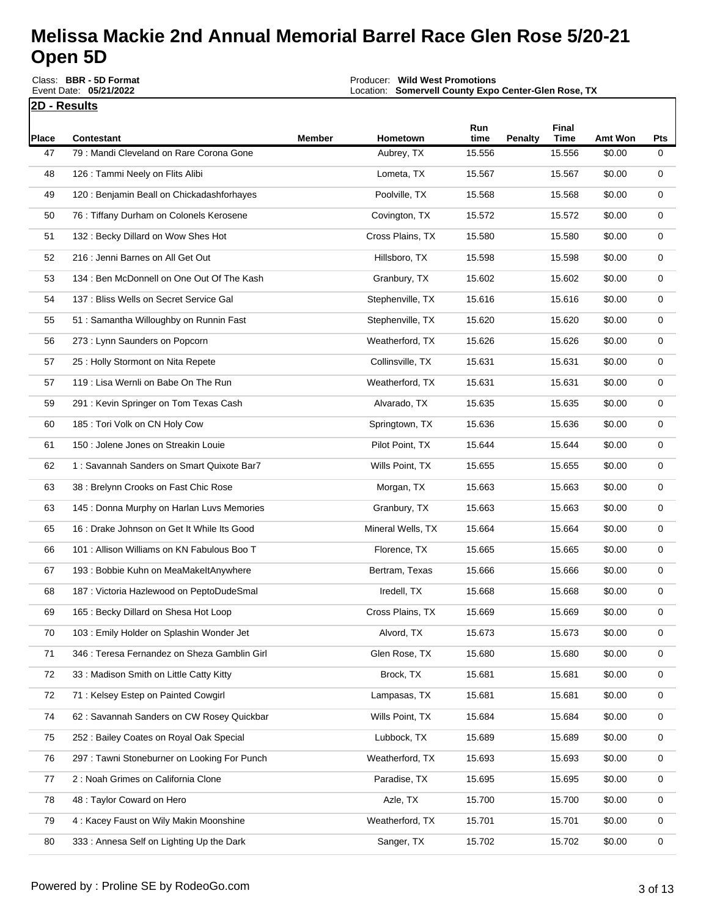# Melissa Mackie 2nd Annual Memorial Barrel Race Glen Rose 5/20-21 Open 5D

Class: **BBR - 5D Format**
Event Date: **05/21/2022**

Producer: **Wild West Promotions**
Location: **Somervell County Expo Center-Glen Rose, TX**

**2D - Results**

| Place | Contestant | Member | Hometown | Run time | Penalty | Final Time | Amt Won | Pts |
|---|---|---|---|---|---|---|---|---|
| 47 | 79 : Mandi Cleveland on Rare Corona Gone | | Aubrey, TX | 15.556 | | 15.556 | $0.00 | 0 |
| 48 | 126 : Tammi Neely on Flits Alibi | | Lometa, TX | 15.567 | | 15.567 | $0.00 | 0 |
| 49 | 120 : Benjamin Beall on Chickadashforhayes | | Poolville, TX | 15.568 | | 15.568 | $0.00 | 0 |
| 50 | 76 : Tiffany Durham on Colonels Kerosene | | Covington, TX | 15.572 | | 15.572 | $0.00 | 0 |
| 51 | 132 : Becky Dillard on Wow Shes Hot | | Cross Plains, TX | 15.580 | | 15.580 | $0.00 | 0 |
| 52 | 216 : Jenni Barnes on All Get Out | | Hillsboro, TX | 15.598 | | 15.598 | $0.00 | 0 |
| 53 | 134 : Ben McDonnell on One Out Of The Kash | | Granbury, TX | 15.602 | | 15.602 | $0.00 | 0 |
| 54 | 137 : Bliss Wells on Secret Service Gal | | Stephenville, TX | 15.616 | | 15.616 | $0.00 | 0 |
| 55 | 51 : Samantha Willoughby on Runnin Fast | | Stephenville, TX | 15.620 | | 15.620 | $0.00 | 0 |
| 56 | 273 : Lynn Saunders on Popcorn | | Weatherford, TX | 15.626 | | 15.626 | $0.00 | 0 |
| 57 | 25 : Holly Stormont on Nita Repete | | Collinsville, TX | 15.631 | | 15.631 | $0.00 | 0 |
| 57 | 119 : Lisa Wernli on Babe On The Run | | Weatherford, TX | 15.631 | | 15.631 | $0.00 | 0 |
| 59 | 291 : Kevin Springer on Tom Texas Cash | | Alvarado, TX | 15.635 | | 15.635 | $0.00 | 0 |
| 60 | 185 : Tori Volk on CN Holy Cow | | Springtown, TX | 15.636 | | 15.636 | $0.00 | 0 |
| 61 | 150 : Jolene Jones on Streakin Louie | | Pilot Point, TX | 15.644 | | 15.644 | $0.00 | 0 |
| 62 | 1 : Savannah Sanders on Smart Quixote Bar7 | | Wills Point, TX | 15.655 | | 15.655 | $0.00 | 0 |
| 63 | 38 : Brelynn Crooks on Fast Chic Rose | | Morgan, TX | 15.663 | | 15.663 | $0.00 | 0 |
| 63 | 145 : Donna Murphy on Harlan Luvs Memories | | Granbury, TX | 15.663 | | 15.663 | $0.00 | 0 |
| 65 | 16 : Drake Johnson on Get It While Its Good | | Mineral Wells, TX | 15.664 | | 15.664 | $0.00 | 0 |
| 66 | 101 : Allison Williams on KN Fabulous Boo T | | Florence, TX | 15.665 | | 15.665 | $0.00 | 0 |
| 67 | 193 : Bobbie Kuhn on MeaMakeItAnywhere | | Bertram, Texas | 15.666 | | 15.666 | $0.00 | 0 |
| 68 | 187 : Victoria Hazlewood on PeptoDudeSmal | | Iredell, TX | 15.668 | | 15.668 | $0.00 | 0 |
| 69 | 165 : Becky Dillard on Shesa Hot Loop | | Cross Plains, TX | 15.669 | | 15.669 | $0.00 | 0 |
| 70 | 103 : Emily Holder on Splashin Wonder Jet | | Alvord, TX | 15.673 | | 15.673 | $0.00 | 0 |
| 71 | 346 : Teresa Fernandez on Sheza Gamblin Girl | | Glen Rose, TX | 15.680 | | 15.680 | $0.00 | 0 |
| 72 | 33 : Madison Smith on Little Catty Kitty | | Brock, TX | 15.681 | | 15.681 | $0.00 | 0 |
| 72 | 71 : Kelsey Estep on Painted Cowgirl | | Lampasas, TX | 15.681 | | 15.681 | $0.00 | 0 |
| 74 | 62 : Savannah Sanders on CW Rosey Quickbar | | Wills Point, TX | 15.684 | | 15.684 | $0.00 | 0 |
| 75 | 252 : Bailey Coates on Royal Oak Special | | Lubbock, TX | 15.689 | | 15.689 | $0.00 | 0 |
| 76 | 297 : Tawni Stoneburner on Looking For Punch | | Weatherford, TX | 15.693 | | 15.693 | $0.00 | 0 |
| 77 | 2 : Noah Grimes on California Clone | | Paradise, TX | 15.695 | | 15.695 | $0.00 | 0 |
| 78 | 48 : Taylor Coward on Hero | | Azle, TX | 15.700 | | 15.700 | $0.00 | 0 |
| 79 | 4 : Kacey Faust on Wily Makin Moonshine | | Weatherford, TX | 15.701 | | 15.701 | $0.00 | 0 |
| 80 | 333 : Annesa Self on Lighting Up the Dark | | Sanger, TX | 15.702 | | 15.702 | $0.00 | 0 |

Powered by : Proline SE by RodeoGo.com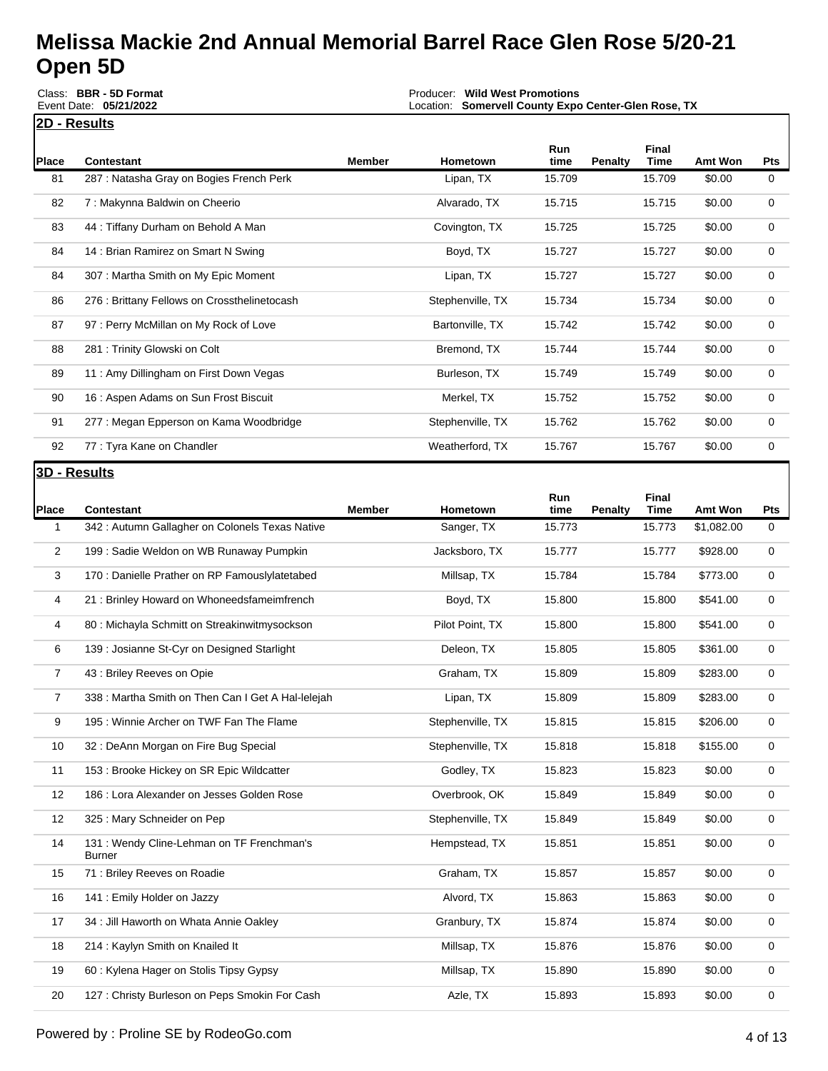# Melissa Mackie 2nd Annual Memorial Barrel Race Glen Rose 5/20-21 Open 5D

Class: **BBR - 5D Format**
Event Date: **05/21/2022**

Producer: **Wild West Promotions**
Location: **Somervell County Expo Center-Glen Rose, TX**

## 2D - Results

| Place | Contestant | Member | Hometown | Run time | Penalty | Final Time | Amt Won | Pts |
|---|---|---|---|---|---|---|---|---|
| 81 | 287 : Natasha Gray on Bogies French Perk | | Lipan, TX | 15.709 | | 15.709 | $0.00 | 0 |
| 82 | 7 : Makynna Baldwin on Cheerio | | Alvarado, TX | 15.715 | | 15.715 | $0.00 | 0 |
| 83 | 44 : Tiffany Durham on Behold A Man | | Covington, TX | 15.725 | | 15.725 | $0.00 | 0 |
| 84 | 14 : Brian Ramirez on Smart N Swing | | Boyd, TX | 15.727 | | 15.727 | $0.00 | 0 |
| 84 | 307 : Martha Smith on My Epic Moment | | Lipan, TX | 15.727 | | 15.727 | $0.00 | 0 |
| 86 | 276 : Brittany Fellows on Crossthelinetocash | | Stephenville, TX | 15.734 | | 15.734 | $0.00 | 0 |
| 87 | 97 : Perry McMillan on My Rock of Love | | Bartonville, TX | 15.742 | | 15.742 | $0.00 | 0 |
| 88 | 281 : Trinity Glowski on Colt | | Bremond, TX | 15.744 | | 15.744 | $0.00 | 0 |
| 89 | 11 : Amy Dillingham on First Down Vegas | | Burleson, TX | 15.749 | | 15.749 | $0.00 | 0 |
| 90 | 16 : Aspen Adams on Sun Frost Biscuit | | Merkel, TX | 15.752 | | 15.752 | $0.00 | 0 |
| 91 | 277 : Megan Epperson on Kama Woodbridge | | Stephenville, TX | 15.762 | | 15.762 | $0.00 | 0 |
| 92 | 77 : Tyra Kane on Chandler | | Weatherford, TX | 15.767 | | 15.767 | $0.00 | 0 |

## 3D - Results

| Place | Contestant | Member | Hometown | Run time | Penalty | Final Time | Amt Won | Pts |
|---|---|---|---|---|---|---|---|---|
| 1 | 342 : Autumn Gallagher on Colonels Texas Native | | Sanger, TX | 15.773 | | 15.773 | $1,082.00 | 0 |
| 2 | 199 : Sadie Weldon on WB Runaway Pumpkin | | Jacksboro, TX | 15.777 | | 15.777 | $928.00 | 0 |
| 3 | 170 : Danielle Prather on RP Famouslylatetabed | | Millsap, TX | 15.784 | | 15.784 | $773.00 | 0 |
| 4 | 21 : Brinley Howard on Whoneedsfameimfrench | | Boyd, TX | 15.800 | | 15.800 | $541.00 | 0 |
| 4 | 80 : Michayla Schmitt on Streakinwitmysockson | | Pilot Point, TX | 15.800 | | 15.800 | $541.00 | 0 |
| 6 | 139 : Josianne St-Cyr on Designed Starlight | | Deleon, TX | 15.805 | | 15.805 | $361.00 | 0 |
| 7 | 43 : Briley Reeves on Opie | | Graham, TX | 15.809 | | 15.809 | $283.00 | 0 |
| 7 | 338 : Martha Smith on Then Can I Get A Hal-lelejah | | Lipan, TX | 15.809 | | 15.809 | $283.00 | 0 |
| 9 | 195 : Winnie Archer on TWF Fan The Flame | | Stephenville, TX | 15.815 | | 15.815 | $206.00 | 0 |
| 10 | 32 : DeAnn Morgan on Fire Bug Special | | Stephenville, TX | 15.818 | | 15.818 | $155.00 | 0 |
| 11 | 153 : Brooke Hickey on SR Epic Wildcatter | | Godley, TX | 15.823 | | 15.823 | $0.00 | 0 |
| 12 | 186 : Lora Alexander on Jesses Golden Rose | | Overbrook, OK | 15.849 | | 15.849 | $0.00 | 0 |
| 12 | 325 : Mary Schneider on Pep | | Stephenville, TX | 15.849 | | 15.849 | $0.00 | 0 |
| 14 | 131 : Wendy Cline-Lehman on TF Frenchman's Burner | | Hempstead, TX | 15.851 | | 15.851 | $0.00 | 0 |
| 15 | 71 : Briley Reeves on Roadie | | Graham, TX | 15.857 | | 15.857 | $0.00 | 0 |
| 16 | 141 : Emily Holder on Jazzy | | Alvord, TX | 15.863 | | 15.863 | $0.00 | 0 |
| 17 | 34 : Jill Haworth on Whata Annie Oakley | | Granbury, TX | 15.874 | | 15.874 | $0.00 | 0 |
| 18 | 214 : Kaylyn Smith on Knailed It | | Millsap, TX | 15.876 | | 15.876 | $0.00 | 0 |
| 19 | 60 : Kylena Hager on Stolis Tipsy Gypsy | | Millsap, TX | 15.890 | | 15.890 | $0.00 | 0 |
| 20 | 127 : Christy Burleson on Peps Smokin For Cash | | Azle, TX | 15.893 | | 15.893 | $0.00 | 0 |

Powered by : Proline SE by RodeoGo.com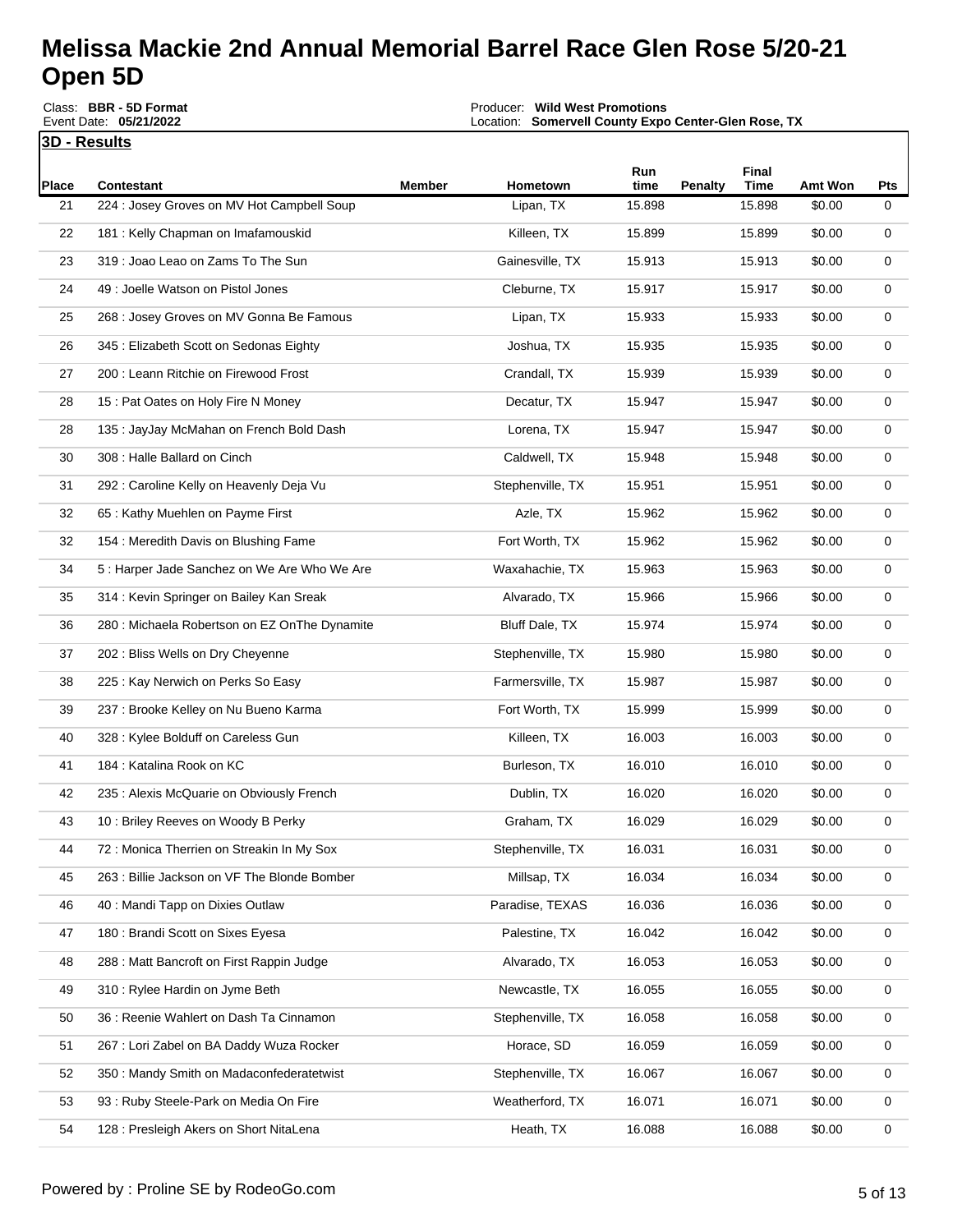# Melissa Mackie 2nd Annual Memorial Barrel Race Glen Rose 5/20-21 Open 5D

Class: **BBR - 5D Format**
Event Date: **05/21/2022**

Producer: **Wild West Promotions**
Location: **Somervell County Expo Center-Glen Rose, TX**

**3D - Results**

| Place | Contestant | Member | Hometown | Run time | Penalty | Final Time | Amt Won | Pts |
|---|---|---|---|---|---|---|---|---|
| 21 | 224 : Josey Groves on MV Hot Campbell Soup | | Lipan, TX | 15.898 | | 15.898 | $0.00 | 0 |
| 22 | 181 : Kelly Chapman on Imafamouskid | | Killeen, TX | 15.899 | | 15.899 | $0.00 | 0 |
| 23 | 319 : Joao Leao on Zams To The Sun | | Gainesville, TX | 15.913 | | 15.913 | $0.00 | 0 |
| 24 | 49 : Joelle Watson on Pistol Jones | | Cleburne, TX | 15.917 | | 15.917 | $0.00 | 0 |
| 25 | 268 : Josey Groves on MV Gonna Be Famous | | Lipan, TX | 15.933 | | 15.933 | $0.00 | 0 |
| 26 | 345 : Elizabeth Scott on Sedonas Eighty | | Joshua, TX | 15.935 | | 15.935 | $0.00 | 0 |
| 27 | 200 : Leann Ritchie on Firewood Frost | | Crandall, TX | 15.939 | | 15.939 | $0.00 | 0 |
| 28 | 15 : Pat Oates on Holy Fire N Money | | Decatur, TX | 15.947 | | 15.947 | $0.00 | 0 |
| 28 | 135 : JayJay McMahan on French Bold Dash | | Lorena, TX | 15.947 | | 15.947 | $0.00 | 0 |
| 30 | 308 : Halle Ballard on Cinch | | Caldwell, TX | 15.948 | | 15.948 | $0.00 | 0 |
| 31 | 292 : Caroline Kelly on Heavenly Deja Vu | | Stephenville, TX | 15.951 | | 15.951 | $0.00 | 0 |
| 32 | 65 : Kathy Muehlen on Payme First | | Azle, TX | 15.962 | | 15.962 | $0.00 | 0 |
| 32 | 154 : Meredith Davis on Blushing Fame | | Fort Worth, TX | 15.962 | | 15.962 | $0.00 | 0 |
| 34 | 5 : Harper Jade Sanchez on We Are Who We Are | | Waxahachie, TX | 15.963 | | 15.963 | $0.00 | 0 |
| 35 | 314 : Kevin Springer on Bailey Kan Sreak | | Alvarado, TX | 15.966 | | 15.966 | $0.00 | 0 |
| 36 | 280 : Michaela Robertson on EZ OnThe Dynamite | | Bluff Dale, TX | 15.974 | | 15.974 | $0.00 | 0 |
| 37 | 202 : Bliss Wells on Dry Cheyenne | | Stephenville, TX | 15.980 | | 15.980 | $0.00 | 0 |
| 38 | 225 : Kay Nerwich on Perks So Easy | | Farmersville, TX | 15.987 | | 15.987 | $0.00 | 0 |
| 39 | 237 : Brooke Kelley on Nu Bueno Karma | | Fort Worth, TX | 15.999 | | 15.999 | $0.00 | 0 |
| 40 | 328 : Kylee Bolduff on Careless Gun | | Killeen, TX | 16.003 | | 16.003 | $0.00 | 0 |
| 41 | 184 : Katalina Rook on KC | | Burleson, TX | 16.010 | | 16.010 | $0.00 | 0 |
| 42 | 235 : Alexis McQuarie on Obviously French | | Dublin, TX | 16.020 | | 16.020 | $0.00 | 0 |
| 43 | 10 : Briley Reeves on Woody B Perky | | Graham, TX | 16.029 | | 16.029 | $0.00 | 0 |
| 44 | 72 : Monica Therrien on Streakin In My Sox | | Stephenville, TX | 16.031 | | 16.031 | $0.00 | 0 |
| 45 | 263 : Billie Jackson on VF The Blonde Bomber | | Millsap, TX | 16.034 | | 16.034 | $0.00 | 0 |
| 46 | 40 : Mandi Tapp on Dixies Outlaw | | Paradise, TEXAS | 16.036 | | 16.036 | $0.00 | 0 |
| 47 | 180 : Brandi Scott on Sixes Eyesa | | Palestine, TX | 16.042 | | 16.042 | $0.00 | 0 |
| 48 | 288 : Matt Bancroft on First Rappin Judge | | Alvarado, TX | 16.053 | | 16.053 | $0.00 | 0 |
| 49 | 310 : Rylee Hardin on Jyme Beth | | Newcastle, TX | 16.055 | | 16.055 | $0.00 | 0 |
| 50 | 36 : Reenie Wahlert on Dash Ta Cinnamon | | Stephenville, TX | 16.058 | | 16.058 | $0.00 | 0 |
| 51 | 267 : Lori Zabel on BA Daddy Wuza Rocker | | Horace, SD | 16.059 | | 16.059 | $0.00 | 0 |
| 52 | 350 : Mandy Smith on Madaconfederatetwist | | Stephenville, TX | 16.067 | | 16.067 | $0.00 | 0 |
| 53 | 93 : Ruby Steele-Park on Media On Fire | | Weatherford, TX | 16.071 | | 16.071 | $0.00 | 0 |
| 54 | 128 : Presleigh Akers on Short NitaLena | | Heath, TX | 16.088 | | 16.088 | $0.00 | 0 |

Powered by : Proline SE by RodeoGo.com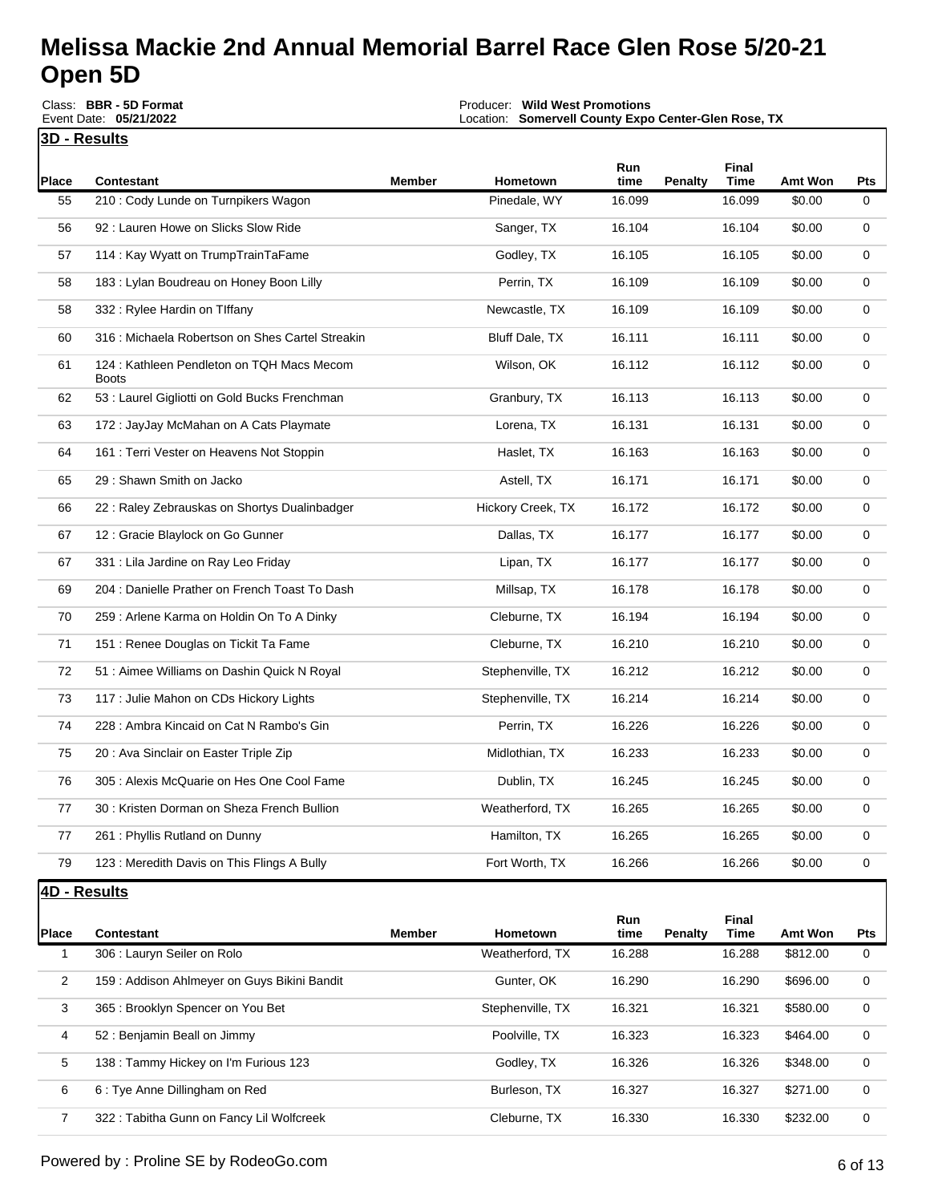# Melissa Mackie 2nd Annual Memorial Barrel Race Glen Rose 5/20-21 Open 5D

Class: **BBR - 5D Format**
Event Date: **05/21/2022**

Producer: **Wild West Promotions**
Location: **Somervell County Expo Center-Glen Rose, TX**

## 3D - Results

| Place | Contestant | Member | Hometown | Run time | Penalty | Final Time | Amt Won | Pts |
|---|---|---|---|---|---|---|---|---|
| 55 | 210 : Cody Lunde on Turnpikers Wagon | | Pinedale, WY | 16.099 | | 16.099 | $0.00 | 0 |
| 56 | 92 : Lauren Howe on Slicks Slow Ride | | Sanger, TX | 16.104 | | 16.104 | $0.00 | 0 |
| 57 | 114 : Kay Wyatt on TrumpTrainTaFame | | Godley, TX | 16.105 | | 16.105 | $0.00 | 0 |
| 58 | 183 : Lylan Boudreau on Honey Boon Lilly | | Perrin, TX | 16.109 | | 16.109 | $0.00 | 0 |
| 58 | 332 : Rylee Hardin on TIffany | | Newcastle, TX | 16.109 | | 16.109 | $0.00 | 0 |
| 60 | 316 : Michaela Robertson on Shes Cartel Streakin | | Bluff Dale, TX | 16.111 | | 16.111 | $0.00 | 0 |
| 61 | 124 : Kathleen Pendleton on TQH Macs Mecom Boots | | Wilson, OK | 16.112 | | 16.112 | $0.00 | 0 |
| 62 | 53 : Laurel Gigliotti on Gold Bucks Frenchman | | Granbury, TX | 16.113 | | 16.113 | $0.00 | 0 |
| 63 | 172 : JayJay McMahan on A Cats Playmate | | Lorena, TX | 16.131 | | 16.131 | $0.00 | 0 |
| 64 | 161 : Terri Vester on Heavens Not Stoppin | | Haslet, TX | 16.163 | | 16.163 | $0.00 | 0 |
| 65 | 29 : Shawn Smith on Jacko | | Astell, TX | 16.171 | | 16.171 | $0.00 | 0 |
| 66 | 22 : Raley Zebrauskas on Shortys Dualinbadger | | Hickory Creek, TX | 16.172 | | 16.172 | $0.00 | 0 |
| 67 | 12 : Gracie Blaylock on Go Gunner | | Dallas, TX | 16.177 | | 16.177 | $0.00 | 0 |
| 67 | 331 : Lila Jardine on Ray Leo Friday | | Lipan, TX | 16.177 | | 16.177 | $0.00 | 0 |
| 69 | 204 : Danielle Prather on French Toast To Dash | | Millsap, TX | 16.178 | | 16.178 | $0.00 | 0 |
| 70 | 259 : Arlene Karma on Holdin On To A Dinky | | Cleburne, TX | 16.194 | | 16.194 | $0.00 | 0 |
| 71 | 151 : Renee Douglas on Tickit Ta Fame | | Cleburne, TX | 16.210 | | 16.210 | $0.00 | 0 |
| 72 | 51 : Aimee Williams on Dashin Quick N Royal | | Stephenville, TX | 16.212 | | 16.212 | $0.00 | 0 |
| 73 | 117 : Julie Mahon on CDs Hickory Lights | | Stephenville, TX | 16.214 | | 16.214 | $0.00 | 0 |
| 74 | 228 : Ambra Kincaid on Cat N Rambo's Gin | | Perrin, TX | 16.226 | | 16.226 | $0.00 | 0 |
| 75 | 20 : Ava Sinclair on Easter Triple Zip | | Midlothian, TX | 16.233 | | 16.233 | $0.00 | 0 |
| 76 | 305 : Alexis McQuarie on Hes One Cool Fame | | Dublin, TX | 16.245 | | 16.245 | $0.00 | 0 |
| 77 | 30 : Kristen Dorman on Sheza French Bullion | | Weatherford, TX | 16.265 | | 16.265 | $0.00 | 0 |
| 77 | 261 : Phyllis Rutland on Dunny | | Hamilton, TX | 16.265 | | 16.265 | $0.00 | 0 |
| 79 | 123 : Meredith Davis on This Flings A Bully | | Fort Worth, TX | 16.266 | | 16.266 | $0.00 | 0 |

## 4D - Results

| Place | Contestant | Member | Hometown | Run time | Penalty | Final Time | Amt Won | Pts |
|---|---|---|---|---|---|---|---|---|
| 1 | 306 : Lauryn Seiler on Rolo | | Weatherford, TX | 16.288 | | 16.288 | $812.00 | 0 |
| 2 | 159 : Addison Ahlmeyer on Guys Bikini Bandit | | Gunter, OK | 16.290 | | 16.290 | $696.00 | 0 |
| 3 | 365 : Brooklyn Spencer on You Bet | | Stephenville, TX | 16.321 | | 16.321 | $580.00 | 0 |
| 4 | 52 : Benjamin Beall on Jimmy | | Poolville, TX | 16.323 | | 16.323 | $464.00 | 0 |
| 5 | 138 : Tammy Hickey on I'm Furious 123 | | Godley, TX | 16.326 | | 16.326 | $348.00 | 0 |
| 6 | 6 : Tye Anne Dillingham on Red | | Burleson, TX | 16.327 | | 16.327 | $271.00 | 0 |
| 7 | 322 : Tabitha Gunn on Fancy Lil Wolfcreek | | Cleburne, TX | 16.330 | | 16.330 | $232.00 | 0 |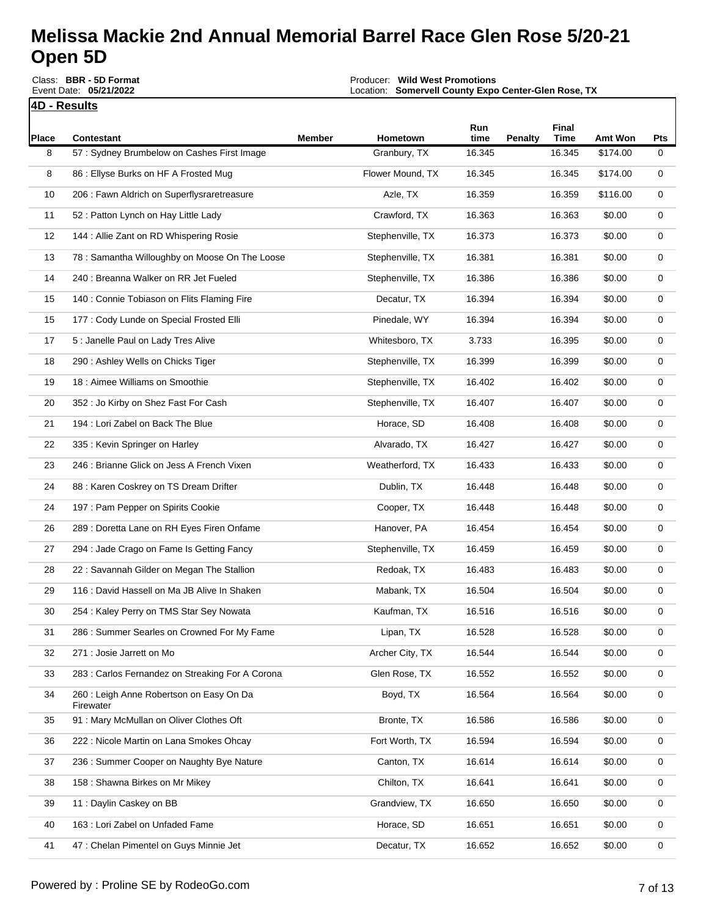# Melissa Mackie 2nd Annual Memorial Barrel Race Glen Rose 5/20-21 Open 5D

Class: **BBR - 5D Format**
Event Date: **05/21/2022**

Producer: **Wild West Promotions**
Location: **Somervell County Expo Center-Glen Rose, TX**

**4D - Results**

| Place | Contestant | Member | Hometown | Run time | Penalty | Final Time | Amt Won | Pts |
|---|---|---|---|---|---|---|---|---|
| 8 | 57 : Sydney Brumbelow on Cashes First Image | | Granbury, TX | 16.345 | | 16.345 | $174.00 | 0 |
| 8 | 86 : Ellyse Burks on HF A Frosted Mug | | Flower Mound, TX | 16.345 | | 16.345 | $174.00 | 0 |
| 10 | 206 : Fawn Aldrich on Superflysraretreasure | | Azle, TX | 16.359 | | 16.359 | $116.00 | 0 |
| 11 | 52 : Patton Lynch on Hay Little Lady | | Crawford, TX | 16.363 | | 16.363 | $0.00 | 0 |
| 12 | 144 : Allie Zant on RD Whispering Rosie | | Stephenville, TX | 16.373 | | 16.373 | $0.00 | 0 |
| 13 | 78 : Samantha Willoughby on Moose On The Loose | | Stephenville, TX | 16.381 | | 16.381 | $0.00 | 0 |
| 14 | 240 : Breanna Walker on RR Jet Fueled | | Stephenville, TX | 16.386 | | 16.386 | $0.00 | 0 |
| 15 | 140 : Connie Tobiason on Flits Flaming Fire | | Decatur, TX | 16.394 | | 16.394 | $0.00 | 0 |
| 15 | 177 : Cody Lunde on Special Frosted Elli | | Pinedale, WY | 16.394 | | 16.394 | $0.00 | 0 |
| 17 | 5 : Janelle Paul on Lady Tres Alive | | Whitesboro, TX | 3.733 | | 16.395 | $0.00 | 0 |
| 18 | 290 : Ashley Wells on Chicks Tiger | | Stephenville, TX | 16.399 | | 16.399 | $0.00 | 0 |
| 19 | 18 : Aimee Williams on Smoothie | | Stephenville, TX | 16.402 | | 16.402 | $0.00 | 0 |
| 20 | 352 : Jo Kirby on Shez Fast For Cash | | Stephenville, TX | 16.407 | | 16.407 | $0.00 | 0 |
| 21 | 194 : Lori Zabel on Back The Blue | | Horace, SD | 16.408 | | 16.408 | $0.00 | 0 |
| 22 | 335 : Kevin Springer on Harley | | Alvarado, TX | 16.427 | | 16.427 | $0.00 | 0 |
| 23 | 246 : Brianne Glick on Jess A French Vixen | | Weatherford, TX | 16.433 | | 16.433 | $0.00 | 0 |
| 24 | 88 : Karen Coskrey on TS Dream Drifter | | Dublin, TX | 16.448 | | 16.448 | $0.00 | 0 |
| 24 | 197 : Pam Pepper on Spirits Cookie | | Cooper, TX | 16.448 | | 16.448 | $0.00 | 0 |
| 26 | 289 : Doretta Lane on RH Eyes Firen Onfame | | Hanover, PA | 16.454 | | 16.454 | $0.00 | 0 |
| 27 | 294 : Jade Crago on Fame Is Getting Fancy | | Stephenville, TX | 16.459 | | 16.459 | $0.00 | 0 |
| 28 | 22 : Savannah Gilder on Megan The Stallion | | Redoak, TX | 16.483 | | 16.483 | $0.00 | 0 |
| 29 | 116 : David Hassell on Ma JB Alive In Shaken | | Mabank, TX | 16.504 | | 16.504 | $0.00 | 0 |
| 30 | 254 : Kaley Perry on TMS Star Sey Nowata | | Kaufman, TX | 16.516 | | 16.516 | $0.00 | 0 |
| 31 | 286 : Summer Searles on Crowned For My Fame | | Lipan, TX | 16.528 | | 16.528 | $0.00 | 0 |
| 32 | 271 : Josie Jarrett on Mo | | Archer City, TX | 16.544 | | 16.544 | $0.00 | 0 |
| 33 | 283 : Carlos Fernandez on Streaking For A Corona | | Glen Rose, TX | 16.552 | | 16.552 | $0.00 | 0 |
| 34 | 260 : Leigh Anne Robertson on Easy On Da Firewater | | Boyd, TX | 16.564 | | 16.564 | $0.00 | 0 |
| 35 | 91 : Mary McMullan on Oliver Clothes Oft | | Bronte, TX | 16.586 | | 16.586 | $0.00 | 0 |
| 36 | 222 : Nicole Martin on Lana Smokes Ohcay | | Fort Worth, TX | 16.594 | | 16.594 | $0.00 | 0 |
| 37 | 236 : Summer Cooper on Naughty Bye Nature | | Canton, TX | 16.614 | | 16.614 | $0.00 | 0 |
| 38 | 158 : Shawna Birkes on Mr Mikey | | Chilton, TX | 16.641 | | 16.641 | $0.00 | 0 |
| 39 | 11 : Daylin Caskey on BB | | Grandview, TX | 16.650 | | 16.650 | $0.00 | 0 |
| 40 | 163 : Lori Zabel on Unfaded Fame | | Horace, SD | 16.651 | | 16.651 | $0.00 | 0 |
| 41 | 47 : Chelan Pimentel on Guys Minnie Jet | | Decatur, TX | 16.652 | | 16.652 | $0.00 | 0 |

Powered by : Proline SE by RodeoGo.com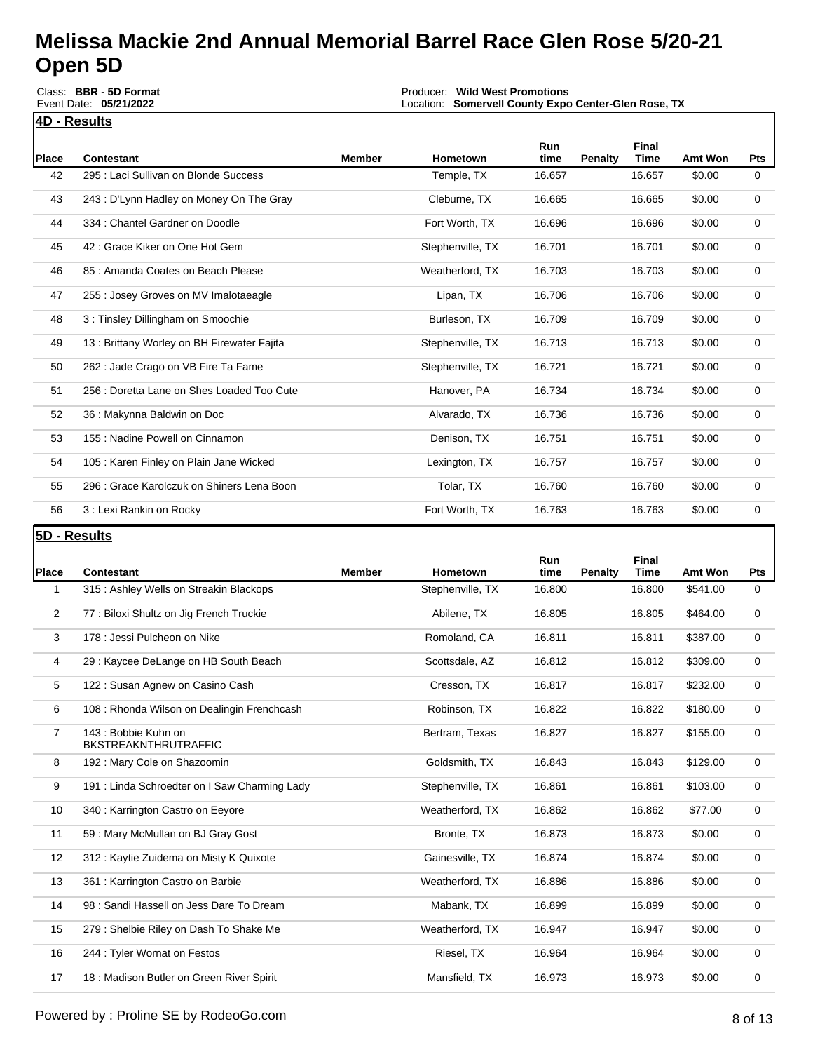# Melissa Mackie 2nd Annual Memorial Barrel Race Glen Rose 5/20-21 Open 5D

Class: **BBR - 5D Format**
Event Date: **05/21/2022**

Producer: **Wild West Promotions**
Location: **Somervell County Expo Center-Glen Rose, TX**

## 4D - Results

| Place | Contestant | Member | Hometown | Run time | Penalty | Final Time | Amt Won | Pts |
|---|---|---|---|---|---|---|---|---|
| 42 | 295 : Laci Sullivan on Blonde Success | | Temple, TX | 16.657 | | 16.657 | $0.00 | 0 |
| 43 | 243 : D'Lynn Hadley on Money On The Gray | | Cleburne, TX | 16.665 | | 16.665 | $0.00 | 0 |
| 44 | 334 : Chantel Gardner on Doodle | | Fort Worth, TX | 16.696 | | 16.696 | $0.00 | 0 |
| 45 | 42 : Grace Kiker on One Hot Gem | | Stephenville, TX | 16.701 | | 16.701 | $0.00 | 0 |
| 46 | 85 : Amanda Coates on Beach Please | | Weatherford, TX | 16.703 | | 16.703 | $0.00 | 0 |
| 47 | 255 : Josey Groves on MV Imalotaeagle | | Lipan, TX | 16.706 | | 16.706 | $0.00 | 0 |
| 48 | 3 : Tinsley Dillingham on Smoochie | | Burleson, TX | 16.709 | | 16.709 | $0.00 | 0 |
| 49 | 13 : Brittany Worley on BH Firewater Fajita | | Stephenville, TX | 16.713 | | 16.713 | $0.00 | 0 |
| 50 | 262 : Jade Crago on VB Fire Ta Fame | | Stephenville, TX | 16.721 | | 16.721 | $0.00 | 0 |
| 51 | 256 : Doretta Lane on Shes Loaded Too Cute | | Hanover, PA | 16.734 | | 16.734 | $0.00 | 0 |
| 52 | 36 : Makynna Baldwin on Doc | | Alvarado, TX | 16.736 | | 16.736 | $0.00 | 0 |
| 53 | 155 : Nadine Powell on Cinnamon | | Denison, TX | 16.751 | | 16.751 | $0.00 | 0 |
| 54 | 105 : Karen Finley on Plain Jane Wicked | | Lexington, TX | 16.757 | | 16.757 | $0.00 | 0 |
| 55 | 296 : Grace Karolczuk on Shiners Lena Boon | | Tolar, TX | 16.760 | | 16.760 | $0.00 | 0 |
| 56 | 3 : Lexi Rankin on Rocky | | Fort Worth, TX | 16.763 | | 16.763 | $0.00 | 0 |

## 5D - Results

| Place | Contestant | Member | Hometown | Run time | Penalty | Final Time | Amt Won | Pts |
|---|---|---|---|---|---|---|---|---|
| 1 | 315 : Ashley Wells on Streakin Blackops | | Stephenville, TX | 16.800 | | 16.800 | $541.00 | 0 |
| 2 | 77 : Biloxi Shultz on Jig French Truckie | | Abilene, TX | 16.805 | | 16.805 | $464.00 | 0 |
| 3 | 178 : Jessi Pulcheon on Nike | | Romoland, CA | 16.811 | | 16.811 | $387.00 | 0 |
| 4 | 29 : Kaycee DeLange on HB South Beach | | Scottsdale, AZ | 16.812 | | 16.812 | $309.00 | 0 |
| 5 | 122 : Susan Agnew on Casino Cash | | Cresson, TX | 16.817 | | 16.817 | $232.00 | 0 |
| 6 | 108 : Rhonda Wilson on Dealingin Frenchcash | | Robinson, TX | 16.822 | | 16.822 | $180.00 | 0 |
| 7 | 143 : Bobbie Kuhn on BKSTREAKNTHRUTRAFFIC | | Bertram, Texas | 16.827 | | 16.827 | $155.00 | 0 |
| 8 | 192 : Mary Cole on Shazoomin | | Goldsmith, TX | 16.843 | | 16.843 | $129.00 | 0 |
| 9 | 191 : Linda Schroedter on I Saw Charming Lady | | Stephenville, TX | 16.861 | | 16.861 | $103.00 | 0 |
| 10 | 340 : Karrington Castro on Eeyore | | Weatherford, TX | 16.862 | | 16.862 | $77.00 | 0 |
| 11 | 59 : Mary McMullan on BJ Gray Gost | | Bronte, TX | 16.873 | | 16.873 | $0.00 | 0 |
| 12 | 312 : Kaytie Zuidema on Misty K Quixote | | Gainesville, TX | 16.874 | | 16.874 | $0.00 | 0 |
| 13 | 361 : Karrington Castro on Barbie | | Weatherford, TX | 16.886 | | 16.886 | $0.00 | 0 |
| 14 | 98 : Sandi Hassell on Jess Dare To Dream | | Mabank, TX | 16.899 | | 16.899 | $0.00 | 0 |
| 15 | 279 : Shelbie Riley on Dash To Shake Me | | Weatherford, TX | 16.947 | | 16.947 | $0.00 | 0 |
| 16 | 244 : Tyler Wornat on Festos | | Riesel, TX | 16.964 | | 16.964 | $0.00 | 0 |
| 17 | 18 : Madison Butler on Green River Spirit | | Mansfield, TX | 16.973 | | 16.973 | $0.00 | 0 |

Powered by : Proline SE by RodeoGo.com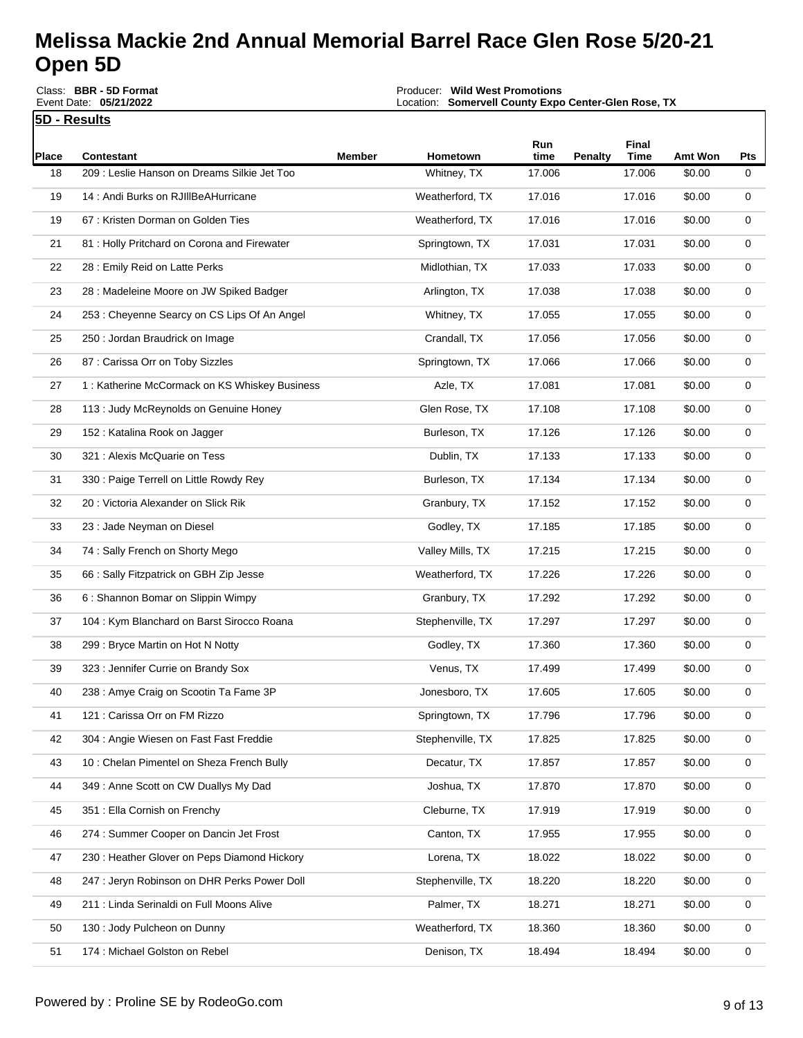# Melissa Mackie 2nd Annual Memorial Barrel Race Glen Rose 5/20-21 Open 5D

Class: **BBR - 5D Format**
Event Date: **05/21/2022**

Producer: **Wild West Promotions**
Location: **Somervell County Expo Center-Glen Rose, TX**

**5D - Results**

| Place | Contestant | Member | Hometown | Run time | Penalty | Final Time | Amt Won | Pts |
|---|---|---|---|---|---|---|---|---|
| 18 | 209 : Leslie Hanson on Dreams Silkie Jet Too | | Whitney, TX | 17.006 | | 17.006 | $0.00 | 0 |
| 19 | 14 : Andi Burks on RJIllBeAHurricane | | Weatherford, TX | 17.016 | | 17.016 | $0.00 | 0 |
| 19 | 67 : Kristen Dorman on Golden Ties | | Weatherford, TX | 17.016 | | 17.016 | $0.00 | 0 |
| 21 | 81 : Holly Pritchard on Corona and Firewater | | Springtown, TX | 17.031 | | 17.031 | $0.00 | 0 |
| 22 | 28 : Emily Reid on Latte Perks | | Midlothian, TX | 17.033 | | 17.033 | $0.00 | 0 |
| 23 | 28 : Madeleine Moore on JW Spiked Badger | | Arlington, TX | 17.038 | | 17.038 | $0.00 | 0 |
| 24 | 253 : Cheyenne Searcy on CS Lips Of An Angel | | Whitney, TX | 17.055 | | 17.055 | $0.00 | 0 |
| 25 | 250 : Jordan Braudrick on Image | | Crandall, TX | 17.056 | | 17.056 | $0.00 | 0 |
| 26 | 87 : Carissa Orr on Toby Sizzles | | Springtown, TX | 17.066 | | 17.066 | $0.00 | 0 |
| 27 | 1 : Katherine McCormack on KS Whiskey Business | | Azle, TX | 17.081 | | 17.081 | $0.00 | 0 |
| 28 | 113 : Judy McReynolds on Genuine Honey | | Glen Rose, TX | 17.108 | | 17.108 | $0.00 | 0 |
| 29 | 152 : Katalina Rook on Jagger | | Burleson, TX | 17.126 | | 17.126 | $0.00 | 0 |
| 30 | 321 : Alexis McQuarie on Tess | | Dublin, TX | 17.133 | | 17.133 | $0.00 | 0 |
| 31 | 330 : Paige Terrell on Little Rowdy Rey | | Burleson, TX | 17.134 | | 17.134 | $0.00 | 0 |
| 32 | 20 : Victoria Alexander on Slick Rik | | Granbury, TX | 17.152 | | 17.152 | $0.00 | 0 |
| 33 | 23 : Jade Neyman on Diesel | | Godley, TX | 17.185 | | 17.185 | $0.00 | 0 |
| 34 | 74 : Sally French on Shorty Mego | | Valley Mills, TX | 17.215 | | 17.215 | $0.00 | 0 |
| 35 | 66 : Sally Fitzpatrick on GBH Zip Jesse | | Weatherford, TX | 17.226 | | 17.226 | $0.00 | 0 |
| 36 | 6 : Shannon Bomar on Slippin Wimpy | | Granbury, TX | 17.292 | | 17.292 | $0.00 | 0 |
| 37 | 104 : Kym Blanchard on Barst Sirocco Roana | | Stephenville, TX | 17.297 | | 17.297 | $0.00 | 0 |
| 38 | 299 : Bryce Martin on Hot N Notty | | Godley, TX | 17.360 | | 17.360 | $0.00 | 0 |
| 39 | 323 : Jennifer Currie on Brandy Sox | | Venus, TX | 17.499 | | 17.499 | $0.00 | 0 |
| 40 | 238 : Amye Craig on Scootin Ta Fame 3P | | Jonesboro, TX | 17.605 | | 17.605 | $0.00 | 0 |
| 41 | 121 : Carissa Orr on FM Rizzo | | Springtown, TX | 17.796 | | 17.796 | $0.00 | 0 |
| 42 | 304 : Angie Wiesen on Fast Fast Freddie | | Stephenville, TX | 17.825 | | 17.825 | $0.00 | 0 |
| 43 | 10 : Chelan Pimentel on Sheza French Bully | | Decatur, TX | 17.857 | | 17.857 | $0.00 | 0 |
| 44 | 349 : Anne Scott on CW Duallys My Dad | | Joshua, TX | 17.870 | | 17.870 | $0.00 | 0 |
| 45 | 351 : Ella Cornish on Frenchy | | Cleburne, TX | 17.919 | | 17.919 | $0.00 | 0 |
| 46 | 274 : Summer Cooper on Dancin Jet Frost | | Canton, TX | 17.955 | | 17.955 | $0.00 | 0 |
| 47 | 230 : Heather Glover on Peps Diamond Hickory | | Lorena, TX | 18.022 | | 18.022 | $0.00 | 0 |
| 48 | 247 : Jeryn Robinson on DHR Perks Power Doll | | Stephenville, TX | 18.220 | | 18.220 | $0.00 | 0 |
| 49 | 211 : Linda Serinaldi on Full Moons Alive | | Palmer, TX | 18.271 | | 18.271 | $0.00 | 0 |
| 50 | 130 : Jody Pulcheon on Dunny | | Weatherford, TX | 18.360 | | 18.360 | $0.00 | 0 |
| 51 | 174 : Michael Golston on Rebel | | Denison, TX | 18.494 | | 18.494 | $0.00 | 0 |

Powered by : Proline SE by RodeoGo.com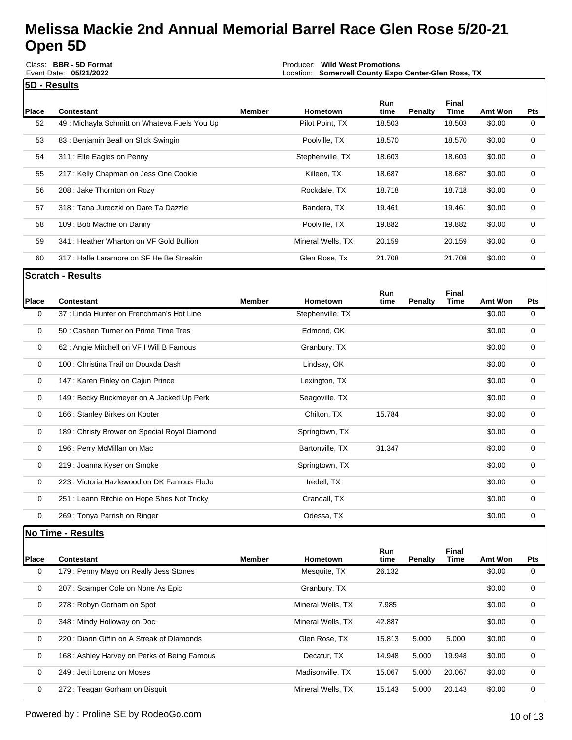# Melissa Mackie 2nd Annual Memorial Barrel Race Glen Rose 5/20-21 Open 5D

Class: **BBR - 5D Format**
Event Date: **05/21/2022**

Producer: **Wild West Promotions**
Location: **Somervell County Expo Center-Glen Rose, TX**

## 5D - Results

| Place | Contestant | Member | Hometown | Run time | Penalty | Final Time | Amt Won | Pts |
|---|---|---|---|---|---|---|---|---|
| 52 | 49 : Michayla Schmitt on Whateva Fuels You Up | | Pilot Point, TX | 18.503 | | 18.503 | $0.00 | 0 |
| 53 | 83 : Benjamin Beall on Slick Swingin | | Poolville, TX | 18.570 | | 18.570 | $0.00 | 0 |
| 54 | 311 : Elle Eagles on Penny | | Stephenville, TX | 18.603 | | 18.603 | $0.00 | 0 |
| 55 | 217 : Kelly Chapman on Jess One Cookie | | Killeen, TX | 18.687 | | 18.687 | $0.00 | 0 |
| 56 | 208 : Jake Thornton on Rozy | | Rockdale, TX | 18.718 | | 18.718 | $0.00 | 0 |
| 57 | 318 : Tana Jureczki on Dare Ta Dazzle | | Bandera, TX | 19.461 | | 19.461 | $0.00 | 0 |
| 58 | 109 : Bob Machie on Danny | | Poolville, TX | 19.882 | | 19.882 | $0.00 | 0 |
| 59 | 341 : Heather Wharton on VF Gold Bullion | | Mineral Wells, TX | 20.159 | | 20.159 | $0.00 | 0 |
| 60 | 317 : Halle Laramore on SF He Be Streakin | | Glen Rose, Tx | 21.708 | | 21.708 | $0.00 | 0 |

## Scratch - Results

| Place | Contestant | Member | Hometown | Run time | Penalty | Final Time | Amt Won | Pts |
|---|---|---|---|---|---|---|---|---|
| 0 | 37 : Linda Hunter on Frenchman's Hot Line | | Stephenville, TX | | | | $0.00 | 0 |
| 0 | 50 : Cashen Turner on Prime Time Tres | | Edmond, OK | | | | $0.00 | 0 |
| 0 | 62 : Angie Mitchell on VF I Will B Famous | | Granbury, TX | | | | $0.00 | 0 |
| 0 | 100 : Christina Trail on Douxda Dash | | Lindsay, OK | | | | $0.00 | 0 |
| 0 | 147 : Karen Finley on Cajun Prince | | Lexington, TX | | | | $0.00 | 0 |
| 0 | 149 : Becky Buckmeyer on A Jacked Up Perk | | Seagoville, TX | | | | $0.00 | 0 |
| 0 | 166 : Stanley Birkes on Kooter | | Chilton, TX | 15.784 | | | $0.00 | 0 |
| 0 | 189 : Christy Brower on Special Royal Diamond | | Springtown, TX | | | | $0.00 | 0 |
| 0 | 196 : Perry McMillan on Mac | | Bartonville, TX | 31.347 | | | $0.00 | 0 |
| 0 | 219 : Joanna Kyser on Smoke | | Springtown, TX | | | | $0.00 | 0 |
| 0 | 223 : Victoria Hazlewood on DK Famous FloJo | | Iredell, TX | | | | $0.00 | 0 |
| 0 | 251 : Leann Ritchie on Hope Shes Not Tricky | | Crandall, TX | | | | $0.00 | 0 |
| 0 | 269 : Tonya Parrish on Ringer | | Odessa, TX | | | | $0.00 | 0 |

## No Time - Results

| Place | Contestant | Member | Hometown | Run time | Penalty | Final Time | Amt Won | Pts |
|---|---|---|---|---|---|---|---|---|
| 0 | 179 : Penny Mayo on Really Jess Stones | | Mesquite, TX | 26.132 | | | $0.00 | 0 |
| 0 | 207 : Scamper Cole on None As Epic | | Granbury, TX | | | | $0.00 | 0 |
| 0 | 278 : Robyn Gorham on Spot | | Mineral Wells, TX | 7.985 | | | $0.00 | 0 |
| 0 | 348 : Mindy Holloway on Doc | | Mineral Wells, TX | 42.887 | | | $0.00 | 0 |
| 0 | 220 : Diann Giffin on A Streak of DIamonds | | Glen Rose, TX | 15.813 | 5.000 | 5.000 | $0.00 | 0 |
| 0 | 168 : Ashley Harvey on Perks of Being Famous | | Decatur, TX | 14.948 | 5.000 | 19.948 | $0.00 | 0 |
| 0 | 249 : Jetti Lorenz on Moses | | Madisonville, TX | 15.067 | 5.000 | 20.067 | $0.00 | 0 |
| 0 | 272 : Teagan Gorham on Bisquit | | Mineral Wells, TX | 15.143 | 5.000 | 20.143 | $0.00 | 0 |

Powered by : Proline SE by RodeoGo.com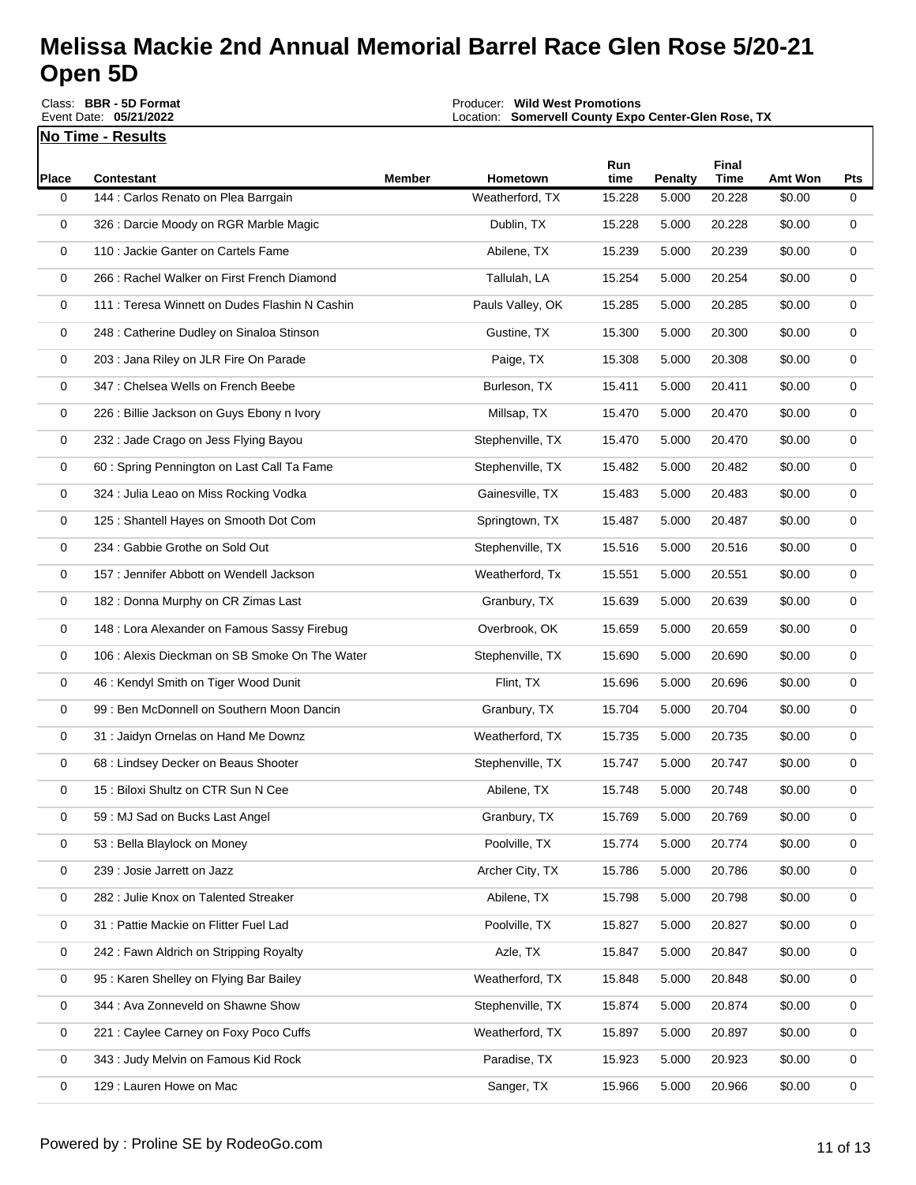# Melissa Mackie 2nd Annual Memorial Barrel Race Glen Rose 5/20-21 Open 5D

Class: **BBR - 5D Format**
Event Date: **05/21/2022**

Producer: **Wild West Promotions**
Location: **Somervell County Expo Center-Glen Rose, TX**

**No Time - Results**

| Place | Contestant | Member | Hometown | Run time | Penalty | Final Time | Amt Won | Pts |
|---|---|---|---|---|---|---|---|---|
| 0 | 144 : Carlos Renato on Plea Barrgain | | Weatherford, TX | 15.228 | 5.000 | 20.228 | $0.00 | 0 |
| 0 | 326 : Darcie Moody on RGR Marble Magic | | Dublin, TX | 15.228 | 5.000 | 20.228 | $0.00 | 0 |
| 0 | 110 : Jackie Ganter on Cartels Fame | | Abilene, TX | 15.239 | 5.000 | 20.239 | $0.00 | 0 |
| 0 | 266 : Rachel Walker on First French Diamond | | Tallulah, LA | 15.254 | 5.000 | 20.254 | $0.00 | 0 |
| 0 | 111 : Teresa Winnett on Dudes Flashin N Cashin | | Pauls Valley, OK | 15.285 | 5.000 | 20.285 | $0.00 | 0 |
| 0 | 248 : Catherine Dudley on Sinaloa Stinson | | Gustine, TX | 15.300 | 5.000 | 20.300 | $0.00 | 0 |
| 0 | 203 : Jana Riley on JLR Fire On Parade | | Paige, TX | 15.308 | 5.000 | 20.308 | $0.00 | 0 |
| 0 | 347 : Chelsea Wells on French Beebe | | Burleson, TX | 15.411 | 5.000 | 20.411 | $0.00 | 0 |
| 0 | 226 : Billie Jackson on Guys Ebony n Ivory | | Millsap, TX | 15.470 | 5.000 | 20.470 | $0.00 | 0 |
| 0 | 232 : Jade Crago on Jess Flying Bayou | | Stephenville, TX | 15.470 | 5.000 | 20.470 | $0.00 | 0 |
| 0 | 60 : Spring Pennington on Last Call Ta Fame | | Stephenville, TX | 15.482 | 5.000 | 20.482 | $0.00 | 0 |
| 0 | 324 : Julia Leao on Miss Rocking Vodka | | Gainesville, TX | 15.483 | 5.000 | 20.483 | $0.00 | 0 |
| 0 | 125 : Shantell Hayes on Smooth Dot Com | | Springtown, TX | 15.487 | 5.000 | 20.487 | $0.00 | 0 |
| 0 | 234 : Gabbie Grothe on Sold Out | | Stephenville, TX | 15.516 | 5.000 | 20.516 | $0.00 | 0 |
| 0 | 157 : Jennifer Abbott on Wendell Jackson | | Weatherford, Tx | 15.551 | 5.000 | 20.551 | $0.00 | 0 |
| 0 | 182 : Donna Murphy on CR Zimas Last | | Granbury, TX | 15.639 | 5.000 | 20.639 | $0.00 | 0 |
| 0 | 148 : Lora Alexander on Famous Sassy Firebug | | Overbrook, OK | 15.659 | 5.000 | 20.659 | $0.00 | 0 |
| 0 | 106 : Alexis Dieckman on SB Smoke On The Water | | Stephenville, TX | 15.690 | 5.000 | 20.690 | $0.00 | 0 |
| 0 | 46 : Kendyl Smith on Tiger Wood Dunit | | Flint, TX | 15.696 | 5.000 | 20.696 | $0.00 | 0 |
| 0 | 99 : Ben McDonnell on Southern Moon Dancin | | Granbury, TX | 15.704 | 5.000 | 20.704 | $0.00 | 0 |
| 0 | 31 : Jaidyn Ornelas on Hand Me Downz | | Weatherford, TX | 15.735 | 5.000 | 20.735 | $0.00 | 0 |
| 0 | 68 : Lindsey Decker on Beaus Shooter | | Stephenville, TX | 15.747 | 5.000 | 20.747 | $0.00 | 0 |
| 0 | 15 : Biloxi Shultz on CTR Sun N Cee | | Abilene, TX | 15.748 | 5.000 | 20.748 | $0.00 | 0 |
| 0 | 59 : MJ Sad on Bucks Last Angel | | Granbury, TX | 15.769 | 5.000 | 20.769 | $0.00 | 0 |
| 0 | 53 : Bella Blaylock on Money | | Poolville, TX | 15.774 | 5.000 | 20.774 | $0.00 | 0 |
| 0 | 239 : Josie Jarrett on Jazz | | Archer City, TX | 15.786 | 5.000 | 20.786 | $0.00 | 0 |
| 0 | 282 : Julie Knox on Talented Streaker | | Abilene, TX | 15.798 | 5.000 | 20.798 | $0.00 | 0 |
| 0 | 31 : Pattie Mackie on Flitter Fuel Lad | | Poolville, TX | 15.827 | 5.000 | 20.827 | $0.00 | 0 |
| 0 | 242 : Fawn Aldrich on Stripping Royalty | | Azle, TX | 15.847 | 5.000 | 20.847 | $0.00 | 0 |
| 0 | 95 : Karen Shelley on Flying Bar Bailey | | Weatherford, TX | 15.848 | 5.000 | 20.848 | $0.00 | 0 |
| 0 | 344 : Ava Zonneveld on Shawne Show | | Stephenville, TX | 15.874 | 5.000 | 20.874 | $0.00 | 0 |
| 0 | 221 : Caylee Carney on Foxy Poco Cuffs | | Weatherford, TX | 15.897 | 5.000 | 20.897 | $0.00 | 0 |
| 0 | 343 : Judy Melvin on Famous Kid Rock | | Paradise, TX | 15.923 | 5.000 | 20.923 | $0.00 | 0 |
| 0 | 129 : Lauren Howe on Mac | | Sanger, TX | 15.966 | 5.000 | 20.966 | $0.00 | 0 |

Powered by : Proline SE by RodeoGo.com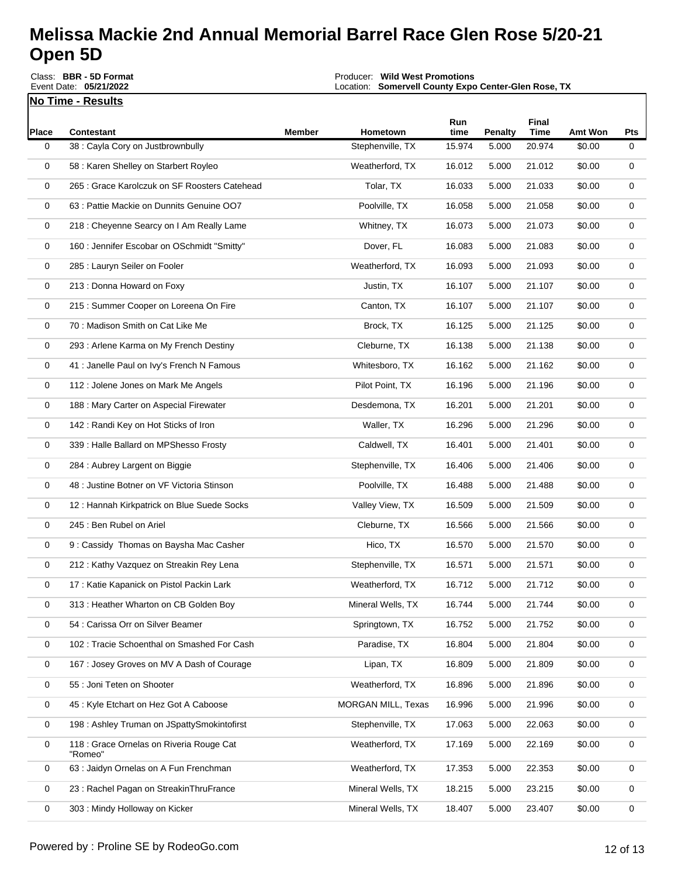# Melissa Mackie 2nd Annual Memorial Barrel Race Glen Rose 5/20-21 Open 5D

Class: **BBR - 5D Format**
Event Date: **05/21/2022**

Producer: **Wild West Promotions**
Location: **Somervell County Expo Center-Glen Rose, TX**

**No Time - Results**

| Place | Contestant | Member | Hometown | Run time | Penalty | Final Time | Amt Won | Pts |
|---|---|---|---|---|---|---|---|---|
| 0 | 38 : Cayla Cory on Justbrownbully | | Stephenville, TX | 15.974 | 5.000 | 20.974 | $0.00 | 0 |
| 0 | 58 : Karen Shelley on Starbert Royleo | | Weatherford, TX | 16.012 | 5.000 | 21.012 | $0.00 | 0 |
| 0 | 265 : Grace Karolczuk on SF Roosters Catehead | | Tolar, TX | 16.033 | 5.000 | 21.033 | $0.00 | 0 |
| 0 | 63 : Pattie Mackie on Dunnits Genuine OO7 | | Poolville, TX | 16.058 | 5.000 | 21.058 | $0.00 | 0 |
| 0 | 218 : Cheyenne Searcy on I Am Really Lame | | Whitney, TX | 16.073 | 5.000 | 21.073 | $0.00 | 0 |
| 0 | 160 : Jennifer Escobar on OSchmidt "Smitty" | | Dover, FL | 16.083 | 5.000 | 21.083 | $0.00 | 0 |
| 0 | 285 : Lauryn Seiler on Fooler | | Weatherford, TX | 16.093 | 5.000 | 21.093 | $0.00 | 0 |
| 0 | 213 : Donna Howard on Foxy | | Justin, TX | 16.107 | 5.000 | 21.107 | $0.00 | 0 |
| 0 | 215 : Summer Cooper on Loreena On Fire | | Canton, TX | 16.107 | 5.000 | 21.107 | $0.00 | 0 |
| 0 | 70 : Madison Smith on Cat Like Me | | Brock, TX | 16.125 | 5.000 | 21.125 | $0.00 | 0 |
| 0 | 293 : Arlene Karma on My French Destiny | | Cleburne, TX | 16.138 | 5.000 | 21.138 | $0.00 | 0 |
| 0 | 41 : Janelle Paul on Ivy's French N Famous | | Whitesboro, TX | 16.162 | 5.000 | 21.162 | $0.00 | 0 |
| 0 | 112 : Jolene Jones on Mark Me Angels | | Pilot Point, TX | 16.196 | 5.000 | 21.196 | $0.00 | 0 |
| 0 | 188 : Mary Carter on Aspecial Firewater | | Desdemona, TX | 16.201 | 5.000 | 21.201 | $0.00 | 0 |
| 0 | 142 : Randi Key on Hot Sticks of Iron | | Waller, TX | 16.296 | 5.000 | 21.296 | $0.00 | 0 |
| 0 | 339 : Halle Ballard on MPShesso Frosty | | Caldwell, TX | 16.401 | 5.000 | 21.401 | $0.00 | 0 |
| 0 | 284 : Aubrey Largent on Biggie | | Stephenville, TX | 16.406 | 5.000 | 21.406 | $0.00 | 0 |
| 0 | 48 : Justine Botner on VF Victoria Stinson | | Poolville, TX | 16.488 | 5.000 | 21.488 | $0.00 | 0 |
| 0 | 12 : Hannah Kirkpatrick on Blue Suede Socks | | Valley View, TX | 16.509 | 5.000 | 21.509 | $0.00 | 0 |
| 0 | 245 : Ben Rubel on Ariel | | Cleburne, TX | 16.566 | 5.000 | 21.566 | $0.00 | 0 |
| 0 | 9 : Cassidy Thomas on Baysha Mac Casher | | Hico, TX | 16.570 | 5.000 | 21.570 | $0.00 | 0 |
| 0 | 212 : Kathy Vazquez on Streakin Rey Lena | | Stephenville, TX | 16.571 | 5.000 | 21.571 | $0.00 | 0 |
| 0 | 17 : Katie Kapanick on Pistol Packin Lark | | Weatherford, TX | 16.712 | 5.000 | 21.712 | $0.00 | 0 |
| 0 | 313 : Heather Wharton on CB Golden Boy | | Mineral Wells, TX | 16.744 | 5.000 | 21.744 | $0.00 | 0 |
| 0 | 54 : Carissa Orr on Silver Beamer | | Springtown, TX | 16.752 | 5.000 | 21.752 | $0.00 | 0 |
| 0 | 102 : Tracie Schoenthal on Smashed For Cash | | Paradise, TX | 16.804 | 5.000 | 21.804 | $0.00 | 0 |
| 0 | 167 : Josey Groves on MV A Dash of Courage | | Lipan, TX | 16.809 | 5.000 | 21.809 | $0.00 | 0 |
| 0 | 55 : Joni Teten on Shooter | | Weatherford, TX | 16.896 | 5.000 | 21.896 | $0.00 | 0 |
| 0 | 45 : Kyle Etchart on Hez Got A Caboose | | MORGAN MILL, Texas | 16.996 | 5.000 | 21.996 | $0.00 | 0 |
| 0 | 198 : Ashley Truman on JSpattySmokintofirst | | Stephenville, TX | 17.063 | 5.000 | 22.063 | $0.00 | 0 |
| 0 | 118 : Grace Ornelas on Riveria Rouge Cat "Romeo" | | Weatherford, TX | 17.169 | 5.000 | 22.169 | $0.00 | 0 |
| 0 | 63 : Jaidyn Ornelas on A Fun Frenchman | | Weatherford, TX | 17.353 | 5.000 | 22.353 | $0.00 | 0 |
| 0 | 23 : Rachel Pagan on StreakinThruFrance | | Mineral Wells, TX | 18.215 | 5.000 | 23.215 | $0.00 | 0 |
| 0 | 303 : Mindy Holloway on Kicker | | Mineral Wells, TX | 18.407 | 5.000 | 23.407 | $0.00 | 0 |

Powered by : Proline SE by RodeoGo.com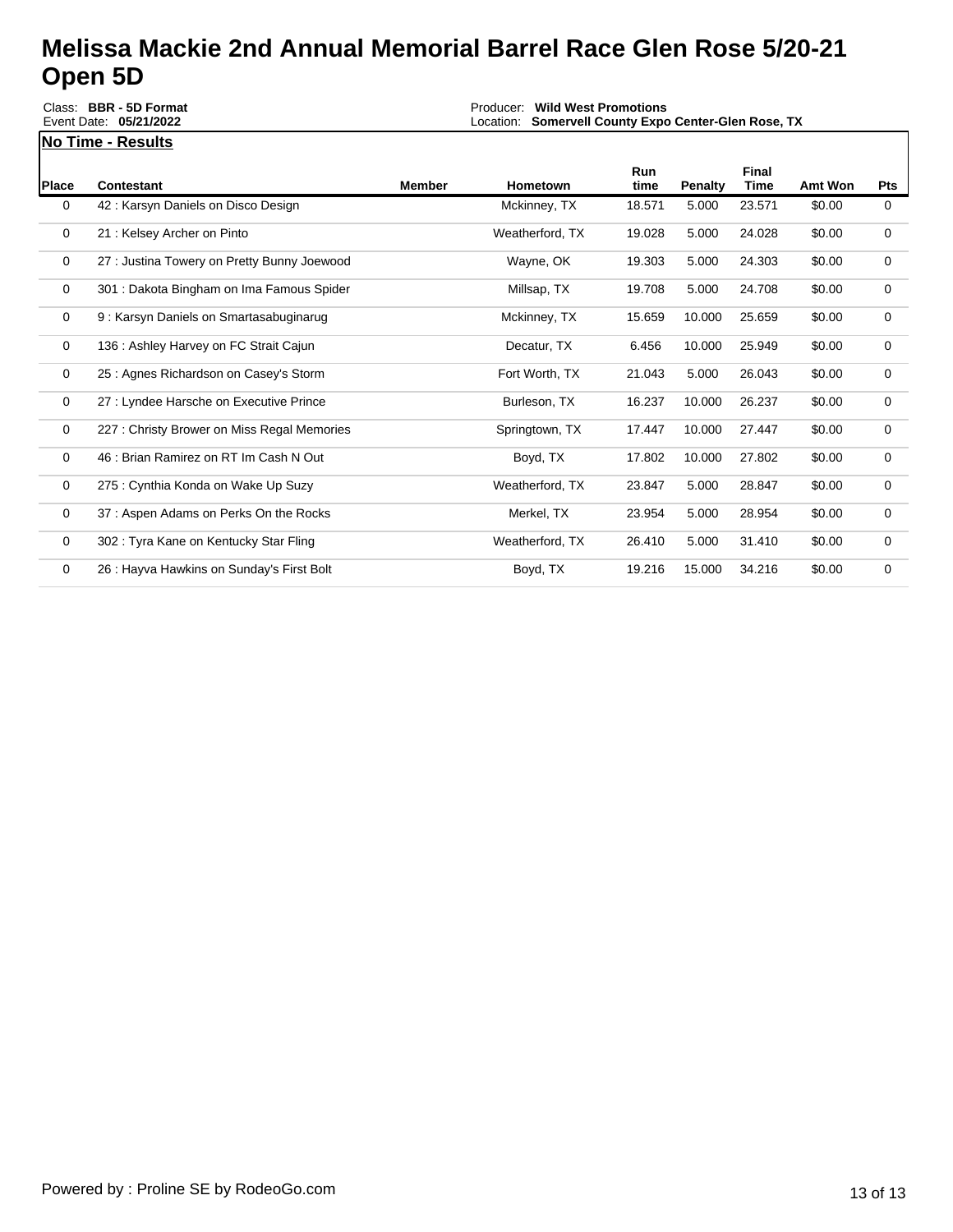# Melissa Mackie 2nd Annual Memorial Barrel Race Glen Rose 5/20-21 Open 5D

Class: **BBR - 5D Format**
Event Date: **05/21/2022**

Producer: **Wild West Promotions**
Location: **Somervell County Expo Center-Glen Rose, TX**

## No Time - Results

| Place | Contestant | Member | Hometown | Run time | Penalty | Final Time | Amt Won | Pts |
|---|---|---|---|---|---|---|---|---|
| 0 | 42 : Karsyn Daniels on Disco Design | | Mckinney, TX | 18.571 | 5.000 | 23.571 | $0.00 | 0 |
| 0 | 21 : Kelsey Archer on Pinto | | Weatherford, TX | 19.028 | 5.000 | 24.028 | $0.00 | 0 |
| 0 | 27 : Justina Towery on Pretty Bunny Joewood | | Wayne, OK | 19.303 | 5.000 | 24.303 | $0.00 | 0 |
| 0 | 301 : Dakota Bingham on Ima Famous Spider | | Millsap, TX | 19.708 | 5.000 | 24.708 | $0.00 | 0 |
| 0 | 9 : Karsyn Daniels on Smartasabuginarug | | Mckinney, TX | 15.659 | 10.000 | 25.659 | $0.00 | 0 |
| 0 | 136 : Ashley Harvey on FC Strait Cajun | | Decatur, TX | 6.456 | 10.000 | 25.949 | $0.00 | 0 |
| 0 | 25 : Agnes Richardson on Casey's Storm | | Fort Worth, TX | 21.043 | 5.000 | 26.043 | $0.00 | 0 |
| 0 | 27 : Lyndee Harsche on Executive Prince | | Burleson, TX | 16.237 | 10.000 | 26.237 | $0.00 | 0 |
| 0 | 227 : Christy Brower on Miss Regal Memories | | Springtown, TX | 17.447 | 10.000 | 27.447 | $0.00 | 0 |
| 0 | 46 : Brian Ramirez on RT Im Cash N Out | | Boyd, TX | 17.802 | 10.000 | 27.802 | $0.00 | 0 |
| 0 | 275 : Cynthia Konda on Wake Up Suzy | | Weatherford, TX | 23.847 | 5.000 | 28.847 | $0.00 | 0 |
| 0 | 37 : Aspen Adams on Perks On the Rocks | | Merkel, TX | 23.954 | 5.000 | 28.954 | $0.00 | 0 |
| 0 | 302 : Tyra Kane on Kentucky Star Fling | | Weatherford, TX | 26.410 | 5.000 | 31.410 | $0.00 | 0 |
| 0 | 26 : Hayva Hawkins on Sunday's First Bolt | | Boyd, TX | 19.216 | 15.000 | 34.216 | $0.00 | 0 |

Powered by : Proline SE by RodeoGo.com